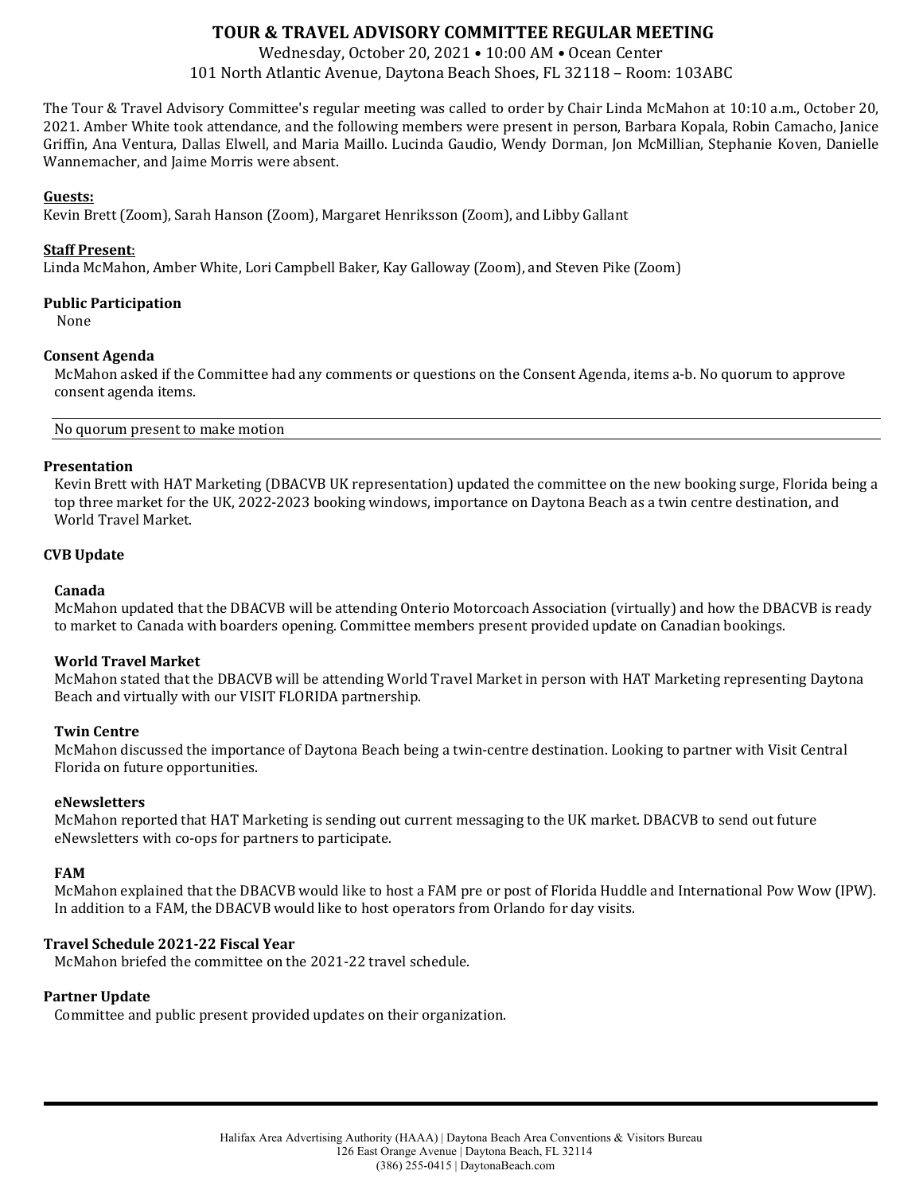# TOUR & TRAVEL ADVISORY COMMITTEE REGULAR MEETING

Wednesday, October 20, 2021 • 10:00 AM • Ocean Center
101 North Atlantic Avenue, Daytona Beach Shoes, FL 32118 – Room: 103ABC

The Tour & Travel Advisory Committee's regular meeting was called to order by Chair Linda McMahon at 10:10 a.m., October 20, 2021. Amber White took attendance, and the following members were present in person, Barbara Kopala, Robin Camacho, Janice Griffin, Ana Ventura, Dallas Elwell, and Maria Maillo. Lucinda Gaudio, Wendy Dorman, Jon McMillian, Stephanie Koven, Danielle Wannemacher, and Jaime Morris were absent.

**Guests:**
Kevin Brett (Zoom), Sarah Hanson (Zoom), Margaret Henriksson (Zoom), and Libby Gallant

**Staff Present:**
Linda McMahon, Amber White, Lori Campbell Baker, Kay Galloway (Zoom), and Steven Pike (Zoom)

**Public Participation**

None

**Consent Agenda**

McMahon asked if the Committee had any comments or questions on the Consent Agenda, items a-b. No quorum to approve consent agenda items.

No quorum present to make motion

**Presentation**

Kevin Brett with HAT Marketing (DBACVB UK representation) updated the committee on the new booking surge, Florida being a top three market for the UK, 2022-2023 booking windows, importance on Daytona Beach as a twin centre destination, and World Travel Market.

**CVB Update**

**Canada**

McMahon updated that the DBACVB will be attending Onterio Motorcoach Association (virtually) and how the DBACVB is ready to market to Canada with boarders opening. Committee members present provided update on Canadian bookings.

**World Travel Market**

McMahon stated that the DBACVB will be attending World Travel Market in person with HAT Marketing representing Daytona Beach and virtually with our VISIT FLORIDA partnership.

**Twin Centre**

McMahon discussed the importance of Daytona Beach being a twin-centre destination. Looking to partner with Visit Central Florida on future opportunities.

**eNewsletters**

McMahon reported that HAT Marketing is sending out current messaging to the UK market. DBACVB to send out future eNewsletters with co-ops for partners to participate.

**FAM**

McMahon explained that the DBACVB would like to host a FAM pre or post of Florida Huddle and International Pow Wow (IPW). In addition to a FAM, the DBACVB would like to host operators from Orlando for day visits.

**Travel Schedule 2021-22 Fiscal Year**

McMahon briefed the committee on the 2021-22 travel schedule.

**Partner Update**

Committee and public present provided updates on their organization.

Halifax Area Advertising Authority (HAAA) | Daytona Beach Area Conventions & Visitors Bureau
126 East Orange Avenue | Daytona Beach, FL 32114
(386) 255-0415 | DaytonaBeach.com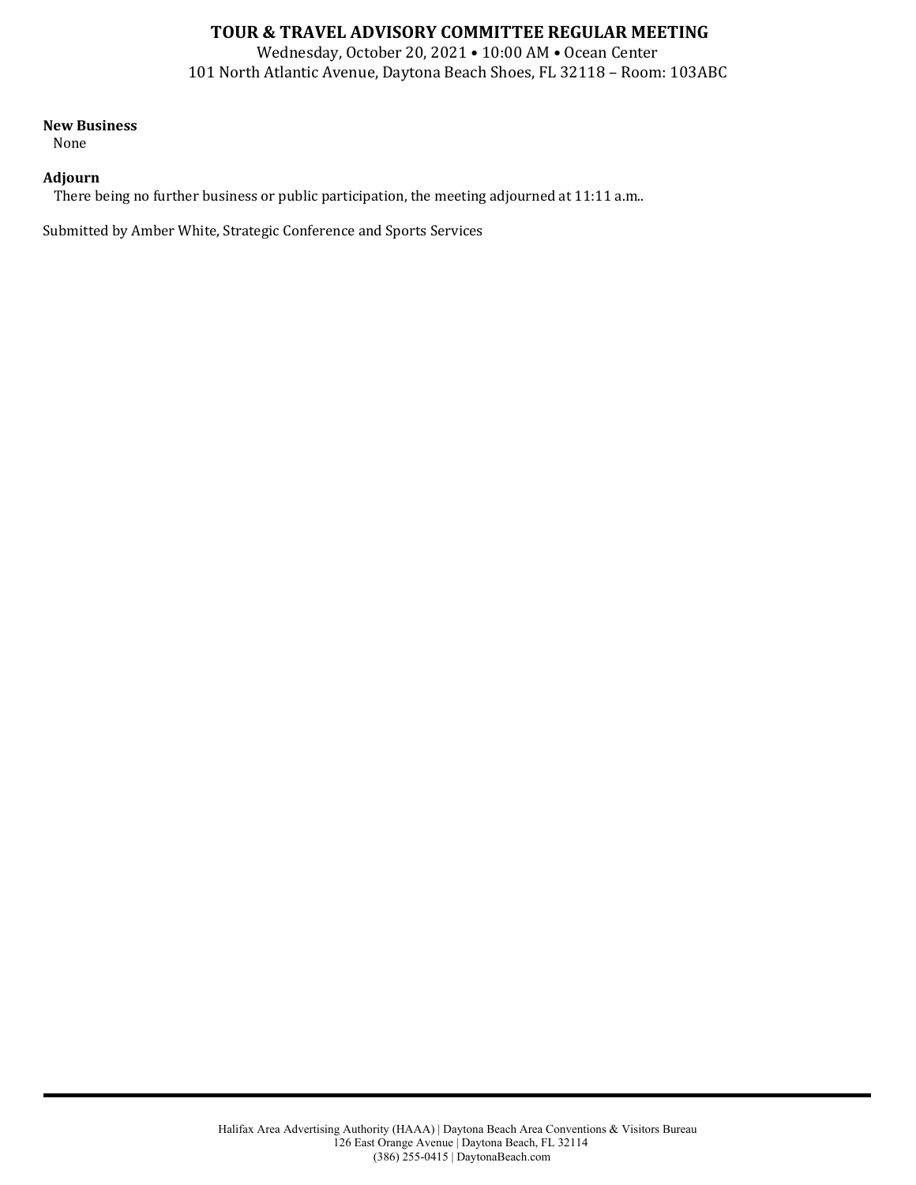**New Business**

None

**Adjourn**

There being no further business or public participation, the meeting adjourned at 11:11 a.m..

Submitted by Amber White, Strategic Conference and Sports Services